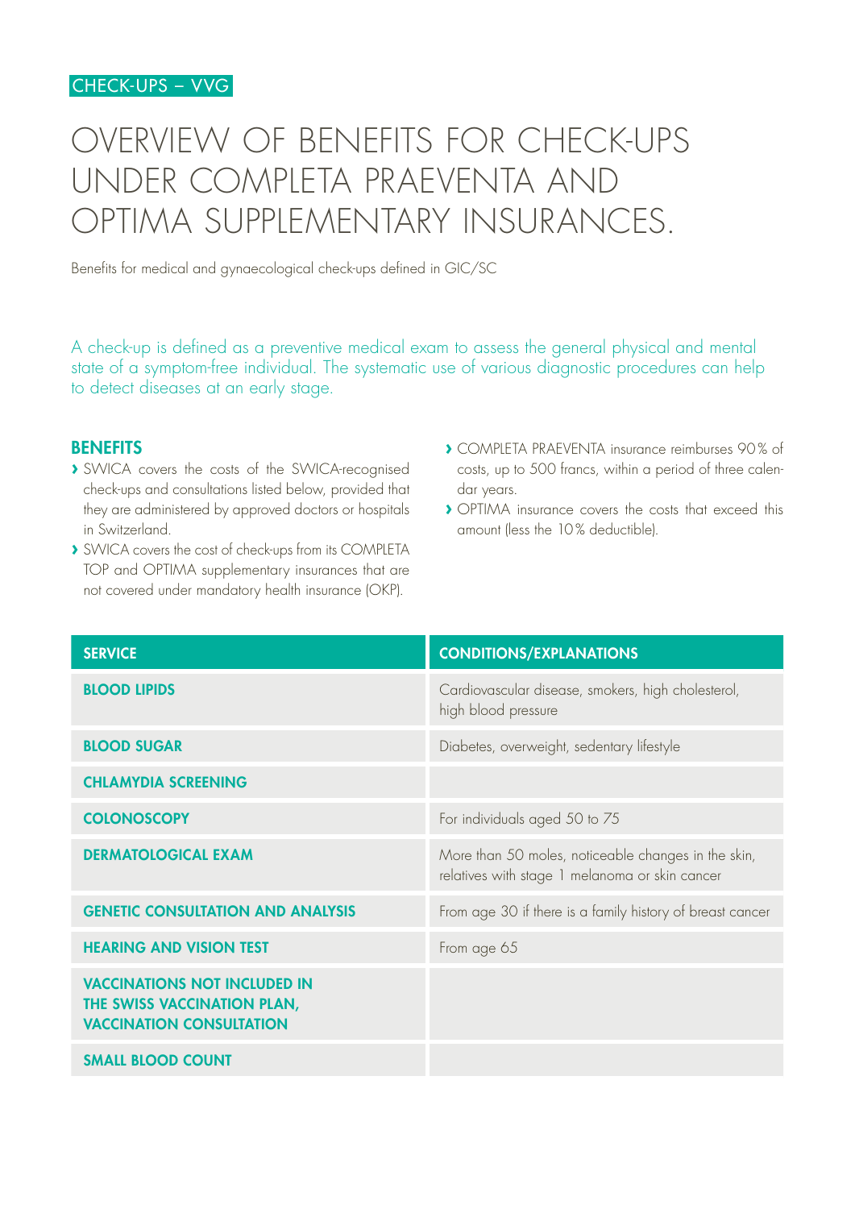CHECK-UPS – VVG

# OVERVIEW OF BENEFITS FOR CHECK-UPS UNDER COMPLETA PRAEVENTA AND OPTIMA SUPPLEMENTARY INSURANCES.

Benefits for medical and gynaecological check-ups defined in GIC/SC

A check-up is defined as a preventive medical exam to assess the general physical and mental state of a symptom-free individual. The systematic use of various diagnostic procedures can help to detect diseases at an early stage.

## BENEFITS

- SWICA covers the costs of the SWICA-recognised check-ups and consultations listed below, provided that they are administered by approved doctors or hospitals in Switzerland.
- SWICA covers the cost of check-ups from its COMPLETA TOP and OPTIMA supplementary insurances that are not covered under mandatory health insurance (OKP).
- COMPLETA PRAEVENTA insurance reimburses 90% of costs, up to 500 francs, within a period of three calendar years.
- OPTIMA insurance covers the costs that exceed this amount (less the 10% deductible).

| SERVICE | CONDITIONS/EXPLANATIONS |
|---|---|
| **BLOOD LIPIDS** | Cardiovascular disease, smokers, high cholesterol, high blood pressure |
| **BLOOD SUGAR** | Diabetes, overweight, sedentary lifestyle |
| **CHLAMYDIA SCREENING** | |
| **COLONOSCOPY** | For individuals aged 50 to 75 |
| **DERMATOLOGICAL EXAM** | More than 50 moles, noticeable changes in the skin, relatives with stage 1 melanoma or skin cancer |
| **GENETIC CONSULTATION AND ANALYSIS** | From age 30 if there is a family history of breast cancer |
| **HEARING AND VISION TEST** | From age 65 |
| **VACCINATIONS NOT INCLUDED IN THE SWISS VACCINATION PLAN, VACCINATION CONSULTATION** | |
| **SMALL BLOOD COUNT** | |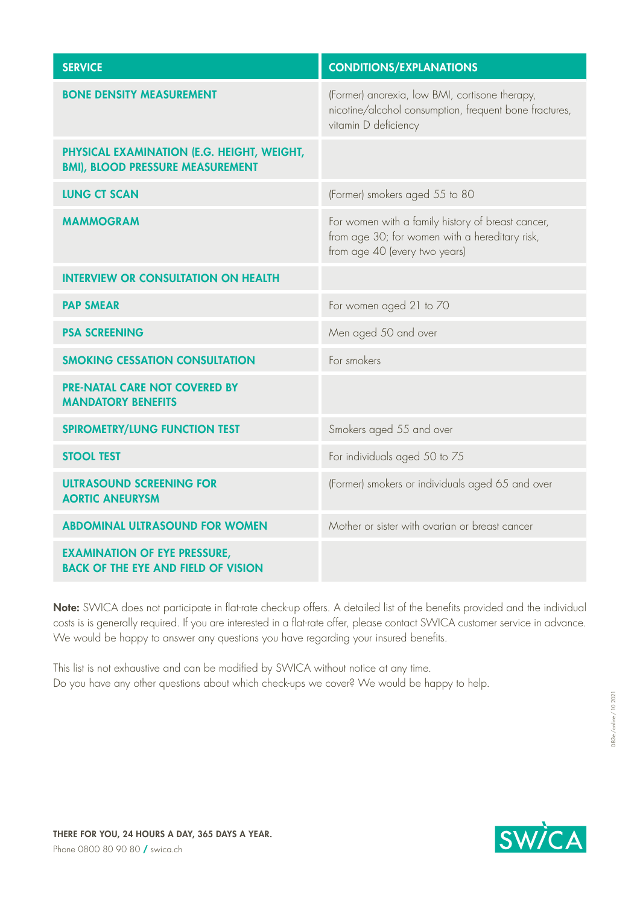| SERVICE | CONDITIONS/EXPLANATIONS |
| --- | --- |
| **BONE DENSITY MEASUREMENT** | (Former) anorexia, low BMI, cortisone therapy, nicotine/alcohol consumption, frequent bone fractures, vitamin D deficiency |
| **PHYSICAL EXAMINATION (E.G. HEIGHT, WEIGHT, BMI), BLOOD PRESSURE MEASUREMENT** | |
| **LUNG CT SCAN** | (Former) smokers aged 55 to 80 |
| **MAMMOGRAM** | For women with a family history of breast cancer, from age 30; for women with a hereditary risk, from age 40 (every two years) |
| **INTERVIEW OR CONSULTATION ON HEALTH** | |
| **PAP SMEAR** | For women aged 21 to 70 |
| **PSA SCREENING** | Men aged 50 and over |
| **SMOKING CESSATION CONSULTATION** | For smokers |
| **PRE-NATAL CARE NOT COVERED BY MANDATORY BENEFITS** | |
| **SPIROMETRY/LUNG FUNCTION TEST** | Smokers aged 55 and over |
| **STOOL TEST** | For individuals aged 50 to 75 |
| **ULTRASOUND SCREENING FOR AORTIC ANEURYSM** | (Former) smokers or individuals aged 65 and over |
| **ABDOMINAL ULTRASOUND FOR WOMEN** | Mother or sister with ovarian or breast cancer |
| **EXAMINATION OF EYE PRESSURE, BACK OF THE EYE AND FIELD OF VISION** | |

**Note:** SWICA does not participate in flat-rate check-up offers. A detailed list of the benefits provided and the individual costs is is generally required. If you are interested in a flat-rate offer, please contact SWICA customer service in advance. We would be happy to answer any questions you have regarding your insured benefits.

This list is not exhaustive and can be modified by SWICA without notice at any time.
Do you have any other questions about which check-ups we cover? We would be happy to help.

**THERE FOR YOU, 24 HOURS A DAY, 365 DAYS A YEAR.**
Phone 0800 80 90 80 / swica.ch

SWICA

083e/online/10.2021